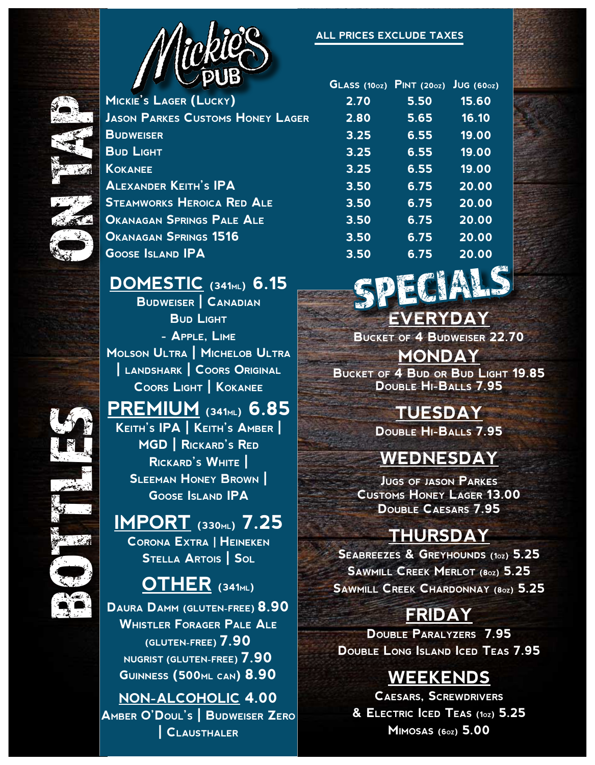# Mickie's Pub

**ALL PRICES EXCLUDE TAXES**

## ON TAP

| | Glass (10oz) | Pint (20oz) | Jug (60oz) |
|---|---|---|---|
| Mickie's Lager (Lucky) | 2.70 | 5.50 | 15.60 |
| Jason Parkes Customs Honey Lager | 2.80 | 5.65 | 16.10 |
| Budweiser | 3.25 | 6.55 | 19.00 |
| Bud Light | 3.25 | 6.55 | 19.00 |
| Kokanee | 3.25 | 6.55 | 19.00 |
| Alexander Keith's IPA | 3.50 | 6.75 | 20.00 |
| Steamworks Heroica Red Ale | 3.50 | 6.75 | 20.00 |
| Okanagan Springs Pale Ale | 3.50 | 6.75 | 20.00 |
| Okanagan Springs 1516 | 3.50 | 6.75 | 20.00 |
| Goose Island IPA | 3.50 | 6.75 | 20.00 |

## BOTTLES

### DOMESTIC (341ml) 6.15

Budweiser | Canadian
Bud Light
- Apple, Lime
Molson Ultra | Michelob Ultra
| Landshark | Coors Original
Coors Light | Kokanee

### PREMIUM (341ml) 6.85

Keith's IPA | Keith's Amber |
MGD | Rickard's Red
Rickard's White |
Sleeman Honey Brown |
Goose Island IPA

### IMPORT (330ml) 7.25

Corona Extra | Heineken
Stella Artois | Sol

### OTHER (341ml)

Daura Damm (gluten-free) 8.90
Whistler Forager Pale Ale (gluten-free) 7.90
Nugrist (gluten-free) 7.90
Guinness (500ml can) 8.90

### NON-ALCOHOLIC 4.00

Amber O'Doul's | Budweiser Zero | Clausthaler

## SPECIALS

### EVERYDAY

Bucket of 4 Budweiser 22.70

### MONDAY

Bucket of 4 Bud or Bud Light 19.85
Double Hi-Balls 7.95

### TUESDAY

Double Hi-Balls 7.95

### WEDNESDAY

Jugs of Jason Parkes Customs Honey Lager 13.00
Double Caesars 7.95

### THURSDAY

Seabreezes & Greyhounds (1oz) 5.25
Sawmill Creek Merlot (8oz) 5.25
Sawmill Creek Chardonnay (8oz) 5.25

### FRIDAY

Double Paralyzers 7.95
Double Long Island Iced Teas 7.95

### WEEKENDS

Caesars, Screwdrivers & Electric Iced Teas (1oz) 5.25
Mimosas (6oz) 5.00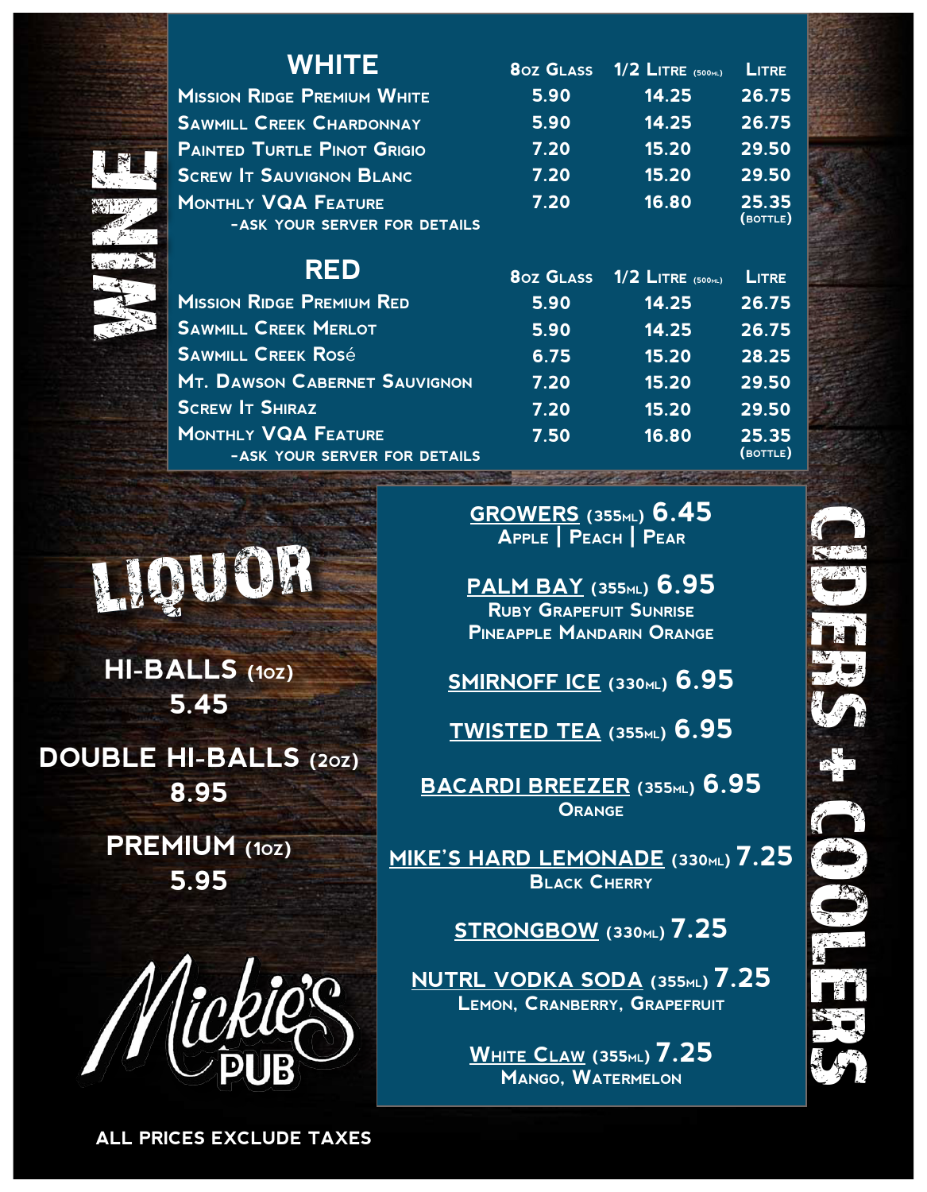# WINE

## WHITE

| WHITE | 8oz Glass | 1/2 Litre (500ml) | Litre |
|---|---|---|---|
| Mission Ridge Premium White | 5.90 | 14.25 | 26.75 |
| Sawmill Creek Chardonnay | 5.90 | 14.25 | 26.75 |
| Painted Turtle Pinot Grigio | 7.20 | 15.20 | 29.50 |
| Screw It Sauvignon Blanc | 7.20 | 15.20 | 29.50 |
| Monthly VQA Feature -ask your server for details | 7.20 | 16.80 | 25.35 (bottle) |

## RED

| RED | 8oz Glass | 1/2 Litre (500ml) | Litre |
|---|---|---|---|
| Mission Ridge Premium Red | 5.90 | 14.25 | 26.75 |
| Sawmill Creek Merlot | 5.90 | 14.25 | 26.75 |
| Sawmill Creek Rosé | 6.75 | 15.20 | 28.25 |
| Mt. Dawson Cabernet Sauvignon | 7.20 | 15.20 | 29.50 |
| Screw It Shiraz | 7.20 | 15.20 | 29.50 |
| Monthly VQA Feature -ask your server for details | 7.50 | 16.80 | 25.35 (bottle) |

# LIQUOR

**HI-BALLS (1oz)**
5.45

**DOUBLE HI-BALLS (2oz)**
8.95

**PREMIUM (1oz)**
5.95

Mickie's PUB

# CIDERS + COOLERS

**GROWERS (355ml) 6.45**
Apple | Peach | Pear

**PALM BAY (355ml) 6.95**
Ruby Grapefuit Sunrise
Pineapple Mandarin Orange

**SMIRNOFF ICE (330ml) 6.95**

**TWISTED TEA (355ml) 6.95**

**BACARDI BREEZER (355ml) 6.95**
Orange

**MIKE'S HARD LEMONADE (330ml) 7.25**
Black Cherry

**STRONGBOW (330ml) 7.25**

**NUTRL VODKA SODA (355ml) 7.25**
Lemon, Cranberry, Grapefruit

**WHITE CLAW (355ml) 7.25**
Mango, Watermelon

**ALL PRICES EXCLUDE TAXES**